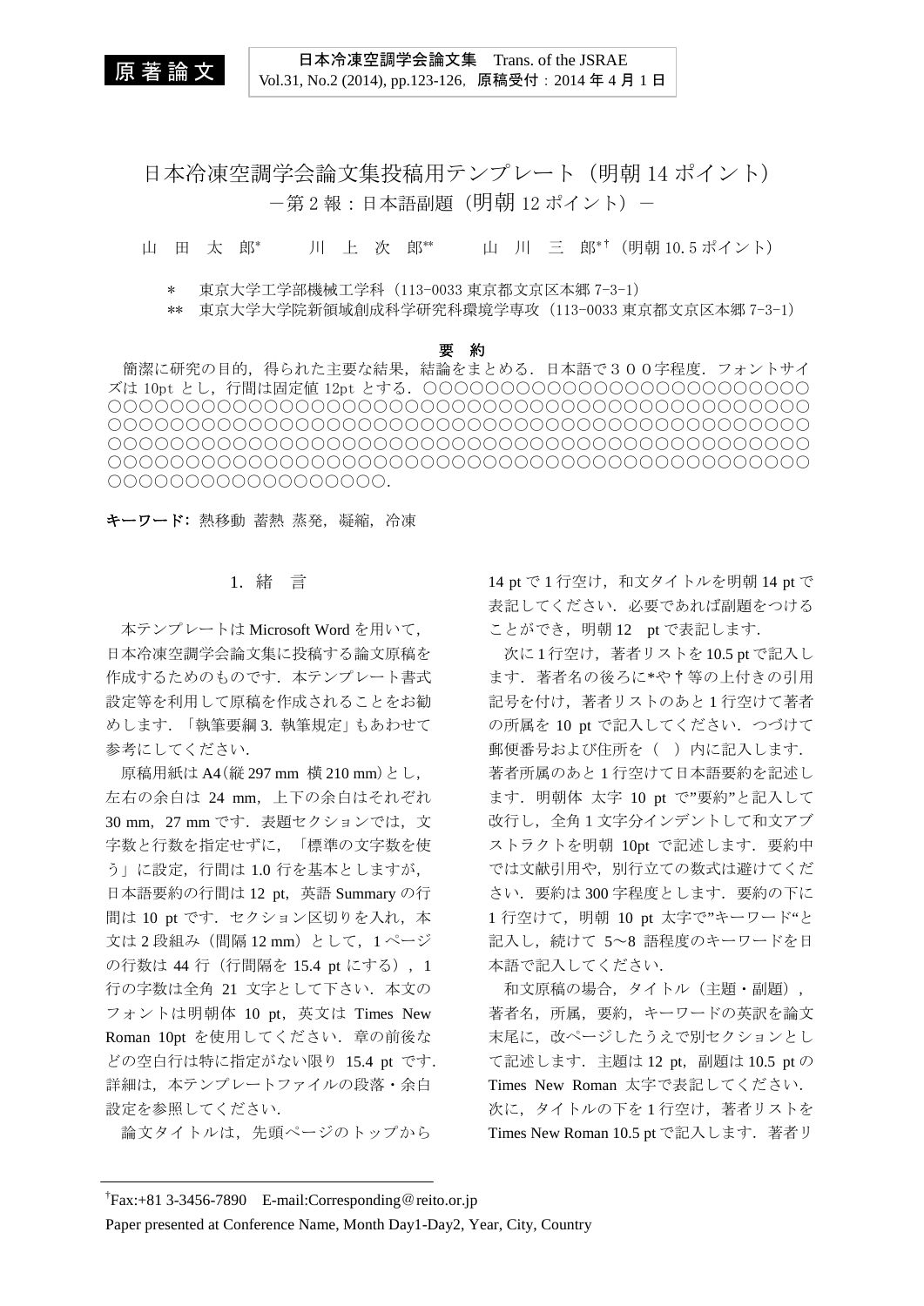原著論文

# 日本冷凍空調学会論文集投稿用テンプレート（明朝 14 ポイント）
## －第 2 報：日本語副題（明朝 12 ポイント）－

山　田　太　郎*　　川　上　次　郎**　　山　川　三　郎*†（明朝 10.5 ポイント）

\*　東京大学工学部機械工学科（113-0033 東京都文京区本郷 7-3-1）
\*\*　東京大学大学院新領域創成科学研究科環境学専攻（113-0033 東京都文京区本郷 7-3-1）

**要　約**

簡潔に研究の目的，得られた主要な結果，結論をまとめる．日本語で３００字程度．フォントサイズは 10pt とし，行間は固定値 12pt とする．○○○○○○○○○○○○○○○○○○○○○○○○○○○○○○○○○○○○○○○○○○○○○○○○○○○○○○○○○○○○○○○○○○○○○○○○○○○○○○○○○○○○○○○○○○○○○○○○○○○○○○○○○○○○○○○○○○○○○○○○○○○○○○○○○○○○○○○○○○○○○○○○○○○○○○○○○○○○○○○○○○○○○○○○○○○○○○○○○○○○○○○○○○○○○○○○○○○○○○○○○○○○○○○○○○○○○○○○○○○○．

**キーワード:** 熱移動 蓄熱 蒸発，凝縮，冷凍

## 1. 緒　言

本テンプレートは Microsoft Word を用いて，日本冷凍空調学会論文集に投稿する論文原稿を作成するためのものです．本テンプレート書式設定等を利用して原稿を作成されることをお勧めします．「執筆要綱 3. 執筆規定」もあわせて参考にしてください．

原稿用紙は A4(縦 297 mm 横 210 mm)とし，左右の余白は 24 mm，上下の余白はそれぞれ 30 mm，27 mm です．表題セクションでは，文字数と行数を指定せずに，「標準の文字数を使う」に設定，行間は 1.0 行を基本としますが，日本語要約の行間は 12 pt，英語 Summary の行間は 10 pt です．セクション区切りを入れ，本文は 2 段組み（間隔 12 mm）として，1 ページの行数は 44 行（行間隔を 15.4 pt にする），1 行の字数は全角 21 文字として下さい．本文のフォントは明朝体 10 pt，英文は Times New Roman 10pt を使用してください．章の前後などの空白行は特に指定がない限り 15.4 pt です．詳細は，本テンプレートファイルの段落・余白設定を参照してください．

論文タイトルは，先頭ページのトップから 14 pt で 1 行空け，和文タイトルを明朝 14 pt で表記してください．必要であれば副題をつけることができ，明朝 12　pt で表記します．

次に 1 行空け，著者リストを 10.5 pt で記入します．著者名の後ろに*や†等の上付きの引用記号を付け，著者リストのあと 1 行空けて著者の所属を 10 pt で記入してください．つづけて郵便番号および住所を（　）内に記入します．著者所属のあと 1 行空けて日本語要約を記述します．明朝体 太字 10 pt で”要約”と記入して改行し，全角 1 文字分インデントして和文アブストラクトを明朝 10pt で記述します．要約中では文献引用や，別行立ての数式は避けてください．要約は 300 字程度とします．要約の下に 1 行空けて，明朝 10 pt 太字で”キーワード“と記入し，続けて 5～8 語程度のキーワードを日本語で記入してください．

和文原稿の場合，タイトル（主題・副題），著者名，所属，要約，キーワードの英訳を論文末尾に，改ページしたうえで別セクションとして記述します．主題は 12 pt，副題は 10.5 pt の Times New Roman 太字で表記してください．次に，タイトルの下を 1 行空け，著者リストを Times New Roman 10.5 pt で記入します．著者リ

---

†Fax:+81 3-3456-7890　E-mail:Corresponding@reito.or.jp

Paper presented at Conference Name, Month Day1-Day2, Year, City, Country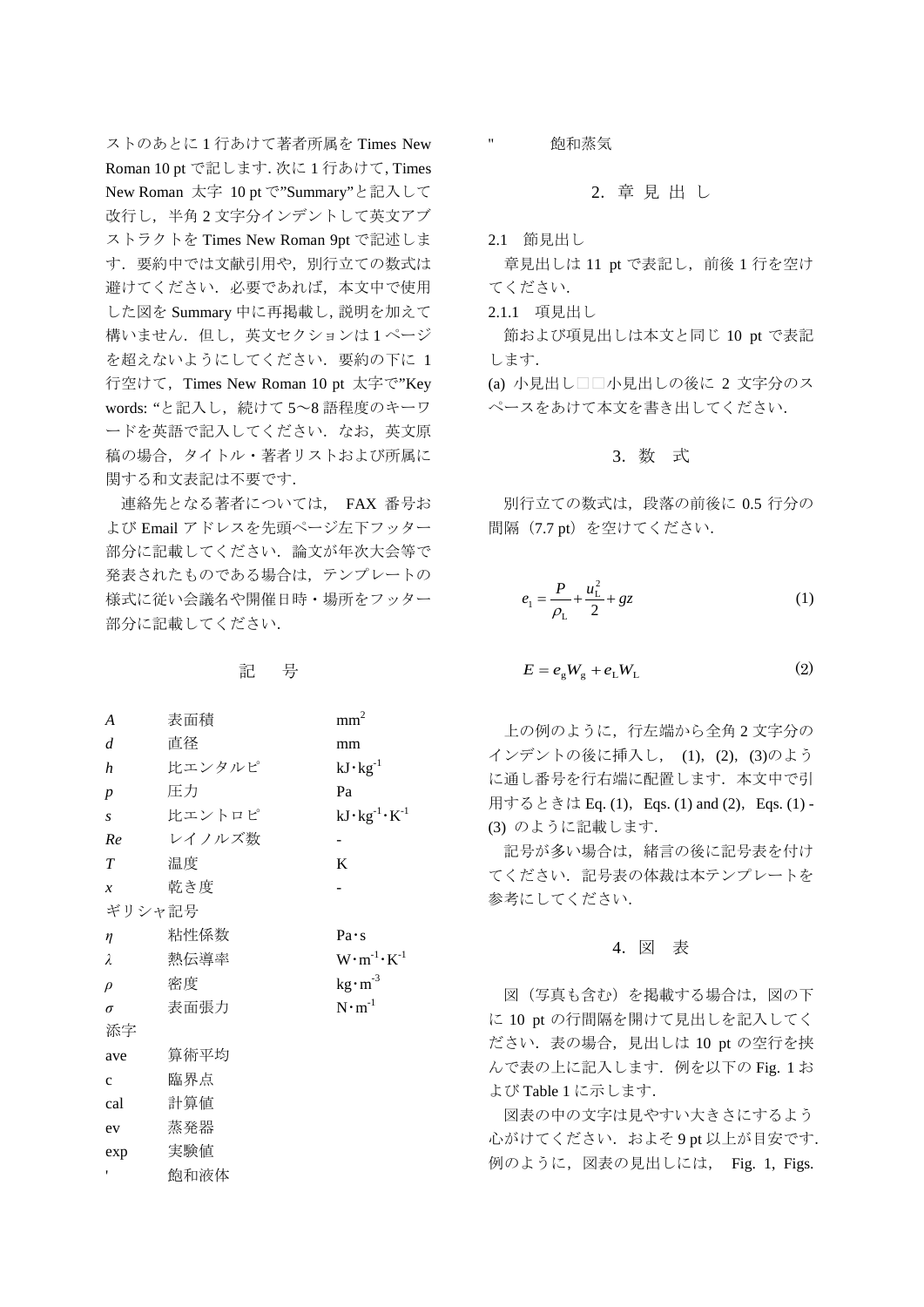ストのあとに 1 行あけて著者所属を Times New Roman 10 pt で記します. 次に 1 行あけて, Times New Roman 太字 10 pt で"Summary"と記入して改行し，半角 2 文字分インデントして英文アブストラクトを Times New Roman 9pt で記述します．要約中では文献引用や，別行立ての数式は避けてください．必要であれば，本文中で使用した図を Summary 中に再掲載し, 説明を加えて構いません．但し，英文セクションは 1 ページを超えないようにしてください．要約の下に 1 行空けて，Times New Roman 10 pt 太字で"Key words: "と記入し，続けて 5〜8 語程度のキーワードを英語で記入してください．なお，英文原稿の場合，タイトル・著者リストおよび所属に関する和文表記は不要です.

連絡先となる著者については， FAX 番号および Email アドレスを先頭ページ左下フッター部分に記載してください．論文が年次大会等で発表されたものである場合は，テンプレートの様式に従い会議名や開催日時・場所をフッター部分に記載してください.

## 記　号

| | | |
|---|---|---|
| $A$ | 表面積 | $\mathrm{mm^2}$ |
| $d$ | 直径 | mm |
| $h$ | 比エンタルピ | $\mathrm{kJ \cdot kg^{-1}}$ |
| $p$ | 圧力 | Pa |
| $s$ | 比エントロピ | $\mathrm{kJ \cdot kg^{-1} \cdot K^{-1}}$ |
| $Re$ | レイノルズ数 | - |
| $T$ | 温度 | K |
| $x$ | 乾き度 | - |
| ギリシャ記号 | | |
| $\eta$ | 粘性係数 | $\mathrm{Pa \cdot s}$ |
| $\lambda$ | 熱伝導率 | $\mathrm{W \cdot m^{-1} \cdot K^{-1}}$ |
| $\rho$ | 密度 | $\mathrm{kg \cdot m^{-3}}$ |
| $\sigma$ | 表面張力 | $\mathrm{N \cdot m^{-1}}$ |
| 添字 | | |
| ave | 算術平均 | |
| c | 臨界点 | |
| cal | 計算値 | |
| ev | 蒸発器 | |
| exp | 実験値 | |
| ' | 飽和液体 | |
| " | 飽和蒸気 | |

## 2. 章 見 出 し

### 2.1　節見出し

章見出しは 11 pt で表記し，前後 1 行を空けてください.

#### 2.1.1　項見出し

節および項見出しは本文と同じ 10 pt で表記します.

(a) 小見出し□□小見出しの後に 2 文字分のスペースをあけて本文を書き出してください.

## 3. 数　式

別行立ての数式は，段落の前後に 0.5 行分の間隔（7.7 pt）を空けてください.

$$e_1 = \frac{P}{\rho_\mathrm{L}} + \frac{u_\mathrm{L}^2}{2} + gz \tag{1}$$

$$E = e_\mathrm{g} W_\mathrm{g} + e_\mathrm{L} W_\mathrm{L} \tag{2}$$

上の例のように，行左端から全角 2 文字分のインデントの後に挿入し， (1), (2), (3)のように通し番号を行右端に配置します．本文中で引用するときは Eq. (1), Eqs. (1) and (2), Eqs. (1) - (3) のように記載します.

記号が多い場合は，緒言の後に記号表を付けてください．記号表の体裁は本テンプレートを参考にしてください.

## 4. 図　表

図（写真も含む）を掲載する場合は，図の下に 10 pt の行間隔を開けて見出しを記入してください．表の場合，見出しは 10 pt の空行を挟んで表の上に記入します．例を以下の Fig. 1 および Table 1 に示します.

図表の中の文字は見やすい大きさにするよう心がけてください．およそ 9 pt 以上が目安です. 例のように，図表の見出しには， Fig. 1, Figs.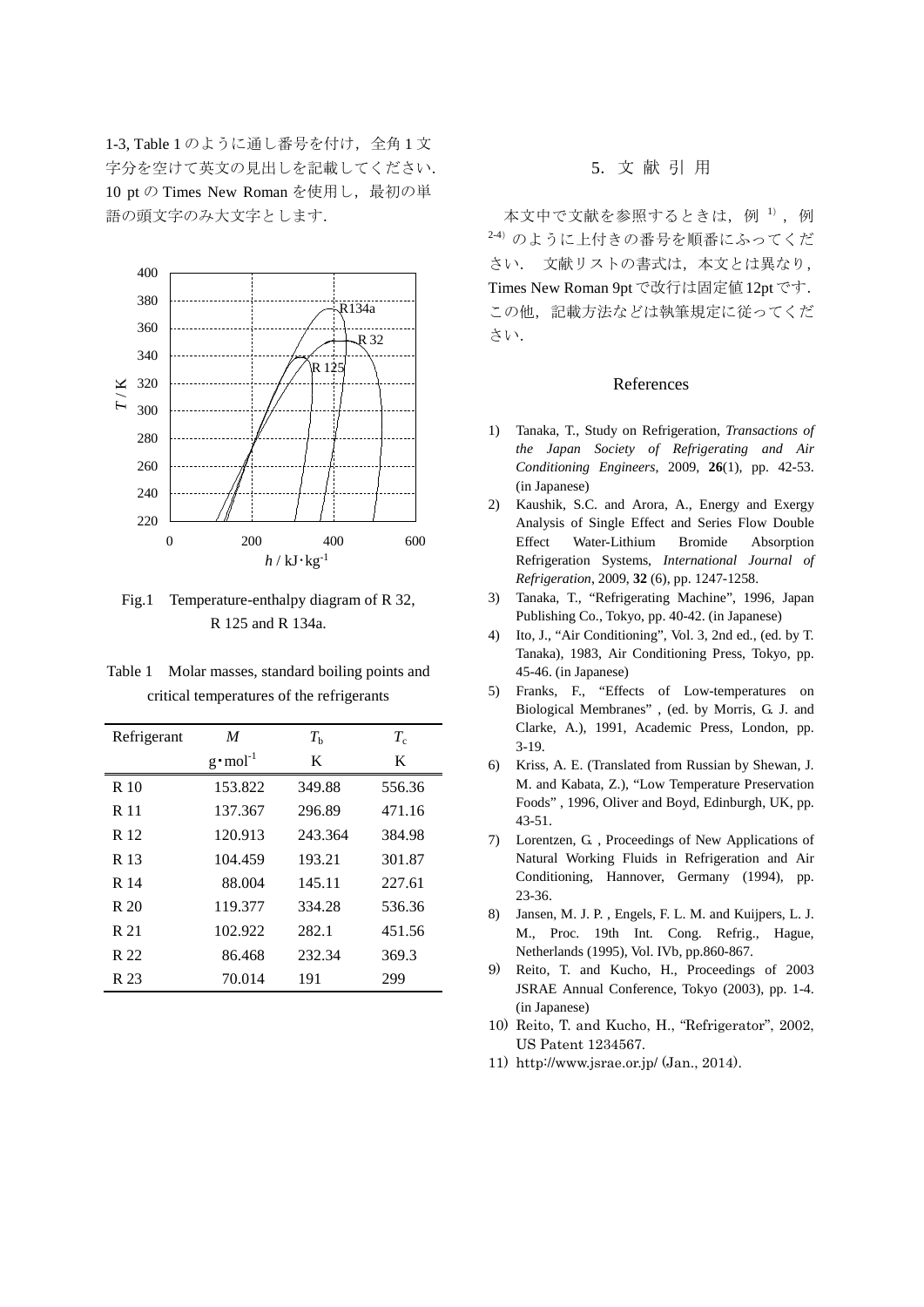1-3, Table 1 のように通し番号を付け，全角 1 文字分を空けて英文の見出しを記載してください．10 pt の Times New Roman を使用し，最初の単語の頭文字のみ大文字とします．

Fig.1　Temperature-enthalpy diagram of R 32, R 125 and R 134a.

Table 1　Molar masses, standard boiling points and critical temperatures of the refrigerants

| Refrigerant | $M$ | $T_b$ | $T_c$ |
|---|---|---|---|
| | $g \cdot mol^{-1}$ | K | K |
| R 10 | 153.822 | 349.88 | 556.36 |
| R 11 | 137.367 | 296.89 | 471.16 |
| R 12 | 120.913 | 243.364 | 384.98 |
| R 13 | 104.459 | 193.21 | 301.87 |
| R 14 | 88.004 | 145.11 | 227.61 |
| R 20 | 119.377 | 334.28 | 536.36 |
| R 21 | 102.922 | 282.1 | 451.56 |
| R 22 | 86.468 | 232.34 | 369.3 |
| R 23 | 70.014 | 191 | 299 |

## 5. 文 献 引 用

本文中で文献を参照するときは，例 [1)]，例 [2-4)] のように上付きの番号を順番にふってください．　文献リストの書式は，本文とは異なり，Times New Roman 9pt で改行は固定値 12pt です．この他，記載方法などは執筆規定に従ってください．

### References

1) Tanaka, T., Study on Refrigeration, *Transactions of the Japan Society of Refrigerating and Air Conditioning Engineers*, 2009, **26**(1), pp. 42-53. (in Japanese)
2) Kaushik, S.C. and Arora, A., Energy and Exergy Analysis of Single Effect and Series Flow Double Effect Water-Lithium Bromide Absorption Refrigeration Systems, *International Journal of Refrigeration*, 2009, **32** (6), pp. 1247-1258.
3) Tanaka, T., "Refrigerating Machine", 1996, Japan Publishing Co., Tokyo, pp. 40-42. (in Japanese)
4) Ito, J., "Air Conditioning", Vol. 3, 2nd ed., (ed. by T. Tanaka), 1983, Air Conditioning Press, Tokyo, pp. 45-46. (in Japanese)
5) Franks, F., "Effects of Low-temperatures on Biological Membranes" , (ed. by Morris, G. J. and Clarke, A.), 1991, Academic Press, London, pp. 3-19.
6) Kriss, A. E. (Translated from Russian by Shewan, J. M. and Kabata, Z.), "Low Temperature Preservation Foods" , 1996, Oliver and Boyd, Edinburgh, UK, pp. 43-51.
7) Lorentzen, G. , Proceedings of New Applications of Natural Working Fluids in Refrigeration and Air Conditioning, Hannover, Germany (1994), pp. 23-36.
8) Jansen, M. J. P. , Engels, F. L. M. and Kuijpers, L. J. M., Proc. 19th Int. Cong. Refrig., Hague, Netherlands (1995), Vol. IVb, pp.860-867.
9) Reito, T. and Kucho, H., Proceedings of 2003 JSRAE Annual Conference, Tokyo (2003), pp. 1-4. (in Japanese)
10) Reito, T. and Kucho, H., "Refrigerator", 2002, US Patent 1234567.
11) http://www.jsrae.or.jp/ (Jan., 2014).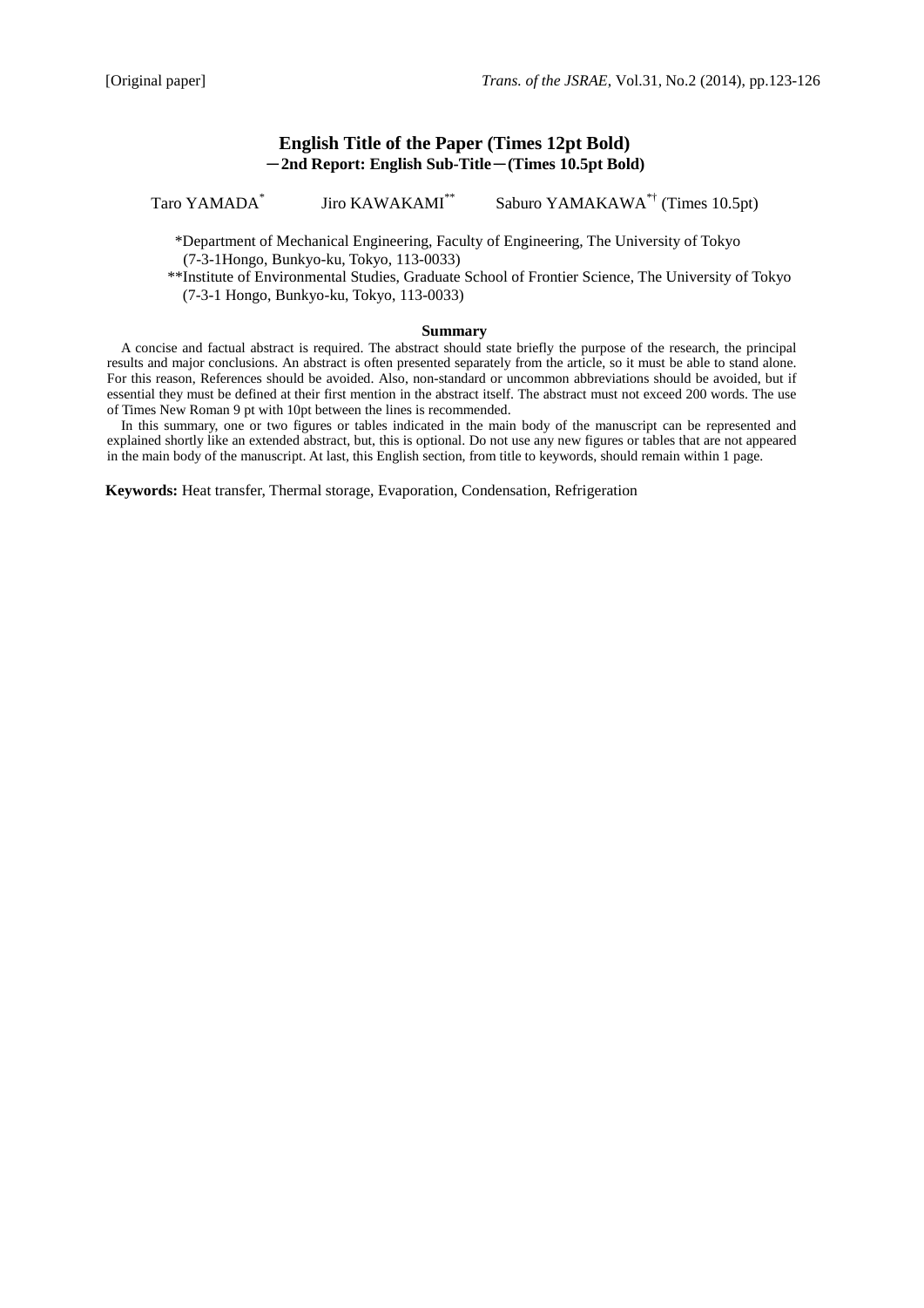[Original paper]

# English Title of the Paper (Times 12pt Bold)

## ―2nd Report: English Sub-Title―(Times 10.5pt Bold)

Taro YAMADA[*]　　Jiro KAWAKAMI[**]　　Saburo YAMAKAWA[*†] (Times 10.5pt)

*Department of Mechanical Engineering, Faculty of Engineering, The University of Tokyo
(7-3-1Hongo, Bunkyo-ku, Tokyo, 113-0033)

**Institute of Environmental Studies, Graduate School of Frontier Science, The University of Tokyo
(7-3-1 Hongo, Bunkyo-ku, Tokyo, 113-0033)

### Summary

A concise and factual abstract is required. The abstract should state briefly the purpose of the research, the principal results and major conclusions. An abstract is often presented separately from the article, so it must be able to stand alone. For this reason, References should be avoided. Also, non-standard or uncommon abbreviations should be avoided, but if essential they must be defined at their first mention in the abstract itself. The abstract must not exceed 200 words. The use of Times New Roman 9 pt with 10pt between the lines is recommended.

In this summary, one or two figures or tables indicated in the main body of the manuscript can be represented and explained shortly like an extended abstract, but, this is optional. Do not use any new figures or tables that are not appeared in the main body of the manuscript. At last, this English section, from title to keywords, should remain within 1 page.

**Keywords:** Heat transfer, Thermal storage, Evaporation, Condensation, Refrigeration